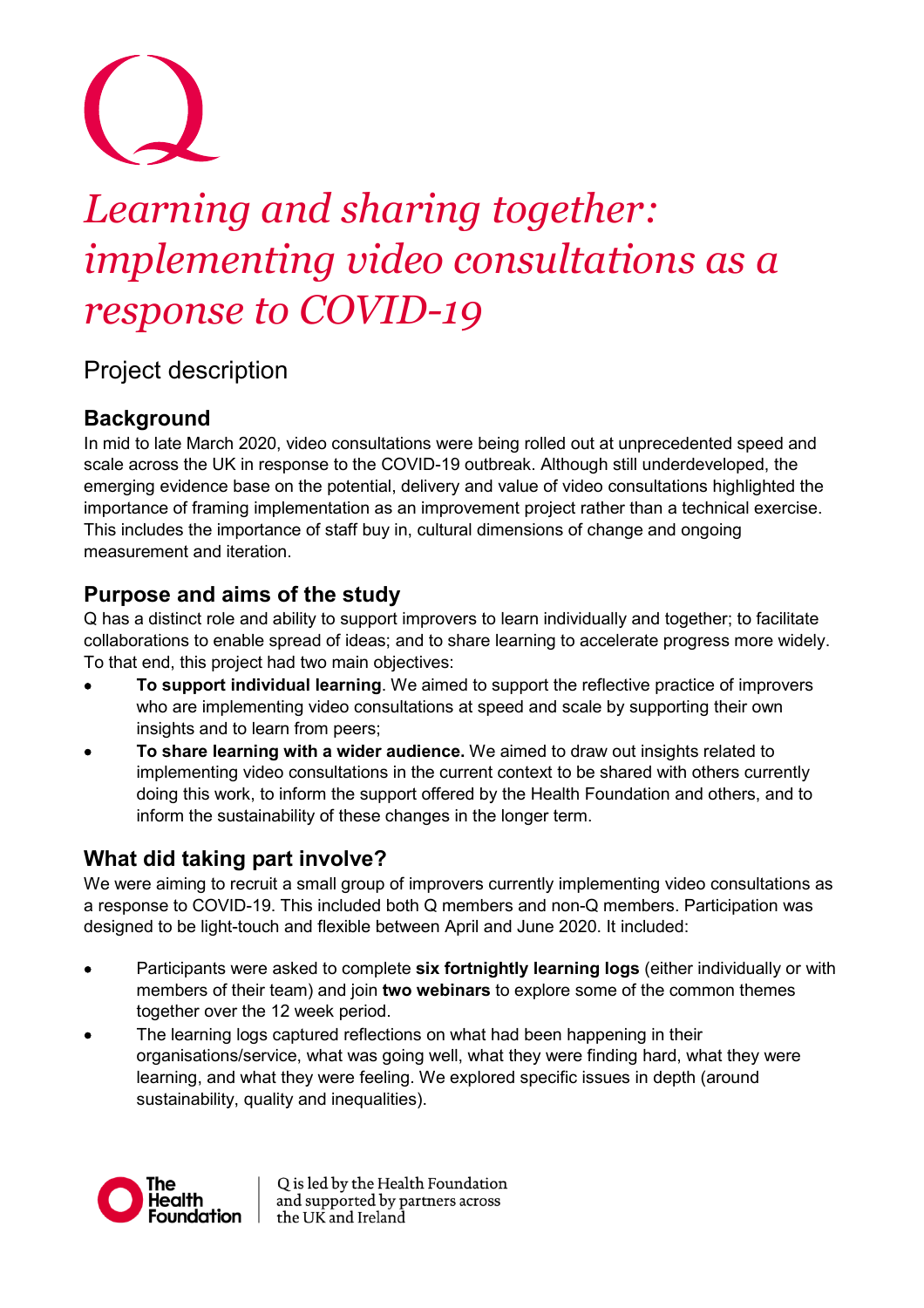# *Learning and sharing together: implementing video consultations as a response to COVID-19*

Project description

## Background

In mid to late March 2020, video consultations were being rolled out at unprecedented speed and scale across the UK in response to the COVID-19 outbreak. Although still underdeveloped, the emerging evidence base on the potential, delivery and value of video consultations highlighted the importance of framing implementation as an improvement project rather than a technical exercise. This includes the importance of staff buy in, cultural dimensions of change and ongoing measurement and iteration.

## Purpose and aims of the study

Q has a distinct role and ability to support improvers to learn individually and together; to facilitate collaborations to enable spread of ideas; and to share learning to accelerate progress more widely. To that end, this project had two main objectives:

- **To support individual learning**. We aimed to support the reflective practice of improvers who are implementing video consultations at speed and scale by supporting their own insights and to learn from peers;
- **To share learning with a wider audience.** We aimed to draw out insights related to implementing video consultations in the current context to be shared with others currently doing this work, to inform the support offered by the Health Foundation and others, and to inform the sustainability of these changes in the longer term.

## What did taking part involve?

We were aiming to recruit a small group of improvers currently implementing video consultations as a response to COVID-19. This included both Q members and non-Q members. Participation was designed to be light-touch and flexible between April and June 2020. It included:

- Participants were asked to complete **six fortnightly learning logs** (either individually or with members of their team) and join **two webinars** to explore some of the common themes together over the 12 week period.
- The learning logs captured reflections on what had been happening in their organisations/service, what was going well, what they were finding hard, what they were learning, and what they were feeling. We explored specific issues in depth (around sustainability, quality and inequalities).

Q is led by the Health Foundation and supported by partners across the UK and Ireland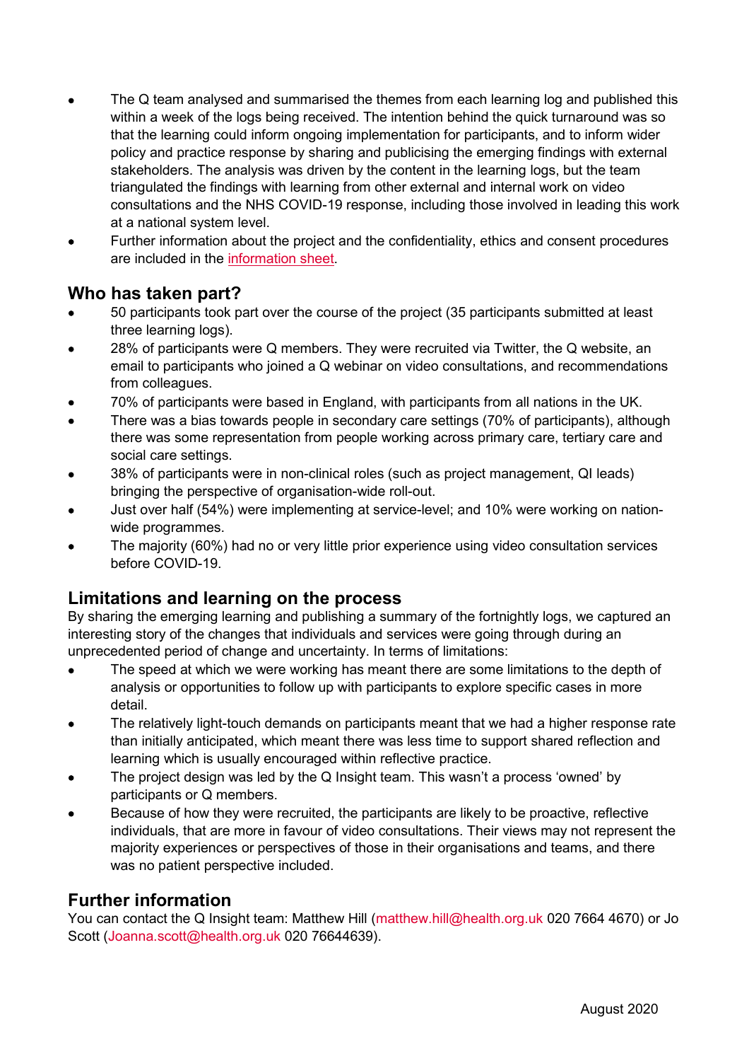- The Q team analysed and summarised the themes from each learning log and published this within a week of the logs being received. The intention behind the quick turnaround was so that the learning could inform ongoing implementation for participants, and to inform wider policy and practice response by sharing and publicising the emerging findings with external stakeholders. The analysis was driven by the content in the learning logs, but the team triangulated the findings with learning from other external and internal work on video consultations and the NHS COVID-19 response, including those involved in leading this work at a national system level.
- Further information about the project and the confidentiality, ethics and consent procedures are included in the information sheet.

## Who has taken part?

- 50 participants took part over the course of the project (35 participants submitted at least three learning logs).
- 28% of participants were Q members. They were recruited via Twitter, the Q website, an email to participants who joined a Q webinar on video consultations, and recommendations from colleagues.
- 70% of participants were based in England, with participants from all nations in the UK.
- There was a bias towards people in secondary care settings (70% of participants), although there was some representation from people working across primary care, tertiary care and social care settings.
- 38% of participants were in non-clinical roles (such as project management, QI leads) bringing the perspective of organisation-wide roll-out.
- Just over half (54%) were implementing at service-level; and 10% were working on nation-wide programmes.
- The majority (60%) had no or very little prior experience using video consultation services before COVID-19.

## Limitations and learning on the process

By sharing the emerging learning and publishing a summary of the fortnightly logs, we captured an interesting story of the changes that individuals and services were going through during an unprecedented period of change and uncertainty. In terms of limitations:

- The speed at which we were working has meant there are some limitations to the depth of analysis or opportunities to follow up with participants to explore specific cases in more detail.
- The relatively light-touch demands on participants meant that we had a higher response rate than initially anticipated, which meant there was less time to support shared reflection and learning which is usually encouraged within reflective practice.
- The project design was led by the Q Insight team. This wasn't a process 'owned' by participants or Q members.
- Because of how they were recruited, the participants are likely to be proactive, reflective individuals, that are more in favour of video consultations. Their views may not represent the majority experiences or perspectives of those in their organisations and teams, and there was no patient perspective included.

## Further information

You can contact the Q Insight team: Matthew Hill (matthew.hill@health.org.uk 020 7664 4670) or Jo Scott (Joanna.scott@health.org.uk 020 76644639).

August 2020